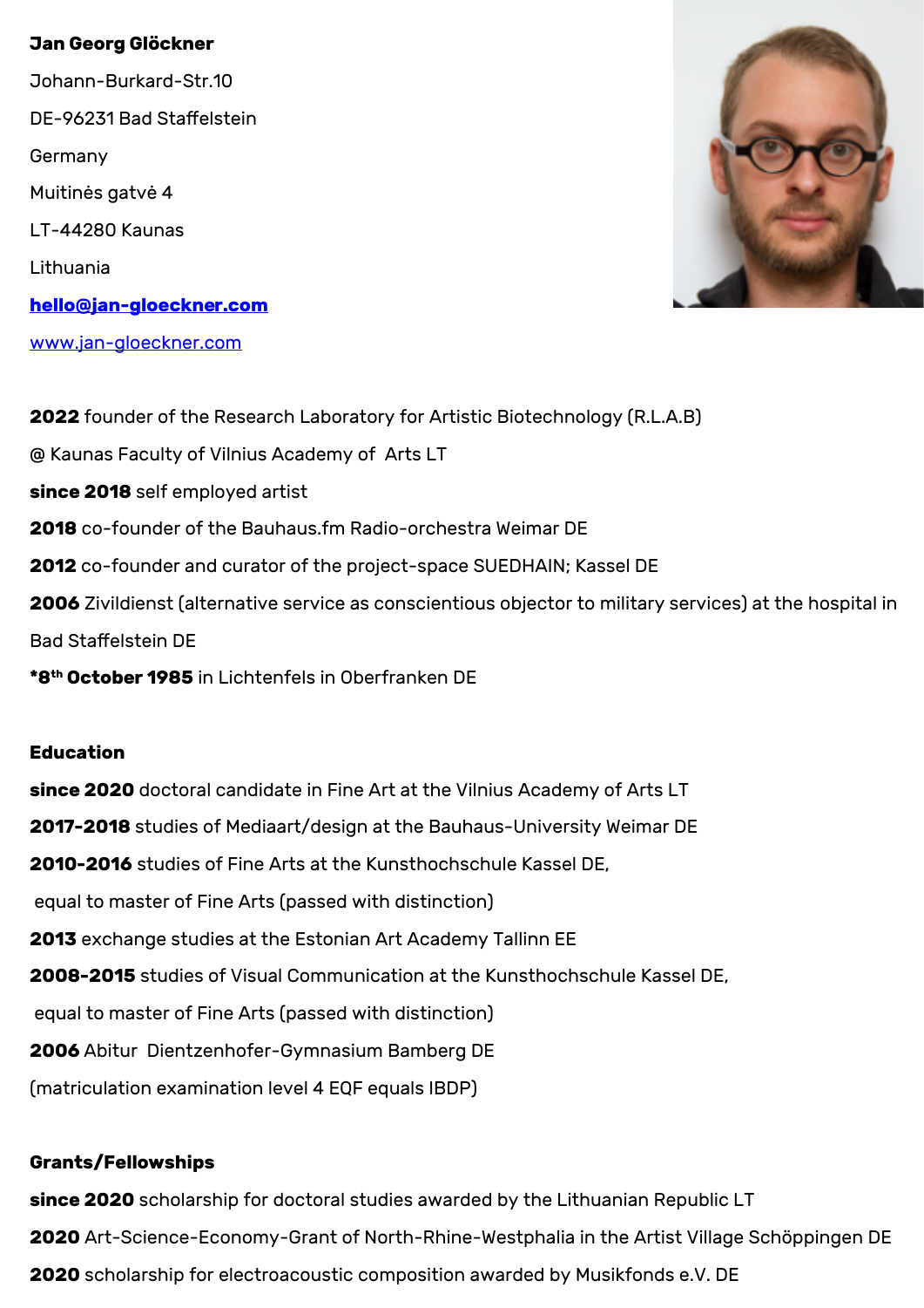**Jan Georg Glöckner**

Johann-Burkard-Str.10

DE-96231 Bad Staffelstein

Germany

Muitinės gatvė 4

LT-44280 Kaunas

Lithuania

**hello@jan-gloeckner.com**

www.jan-gloeckner.com

**2022** founder of the Research Laboratory for Artistic Biotechnology (R.L.A.B)

@ Kaunas Faculty of Vilnius Academy of Arts LT

**since 2018** self employed artist

**2018** co-founder of the Bauhaus.fm Radio-orchestra Weimar DE

**2012** co-founder and curator of the project-space SUEDHAIN; Kassel DE

**2006** Zivildienst (alternative service as conscientious objector to military services) at the hospital in Bad Staffelstein DE

**\*8th October 1985** in Lichtenfels in Oberfranken DE

## Education

**since 2020** doctoral candidate in Fine Art at the Vilnius Academy of Arts LT

**2017-2018** studies of Mediaart/design at the Bauhaus-University Weimar DE

**2010-2016** studies of Fine Arts at the Kunsthochschule Kassel DE,
equal to master of Fine Arts (passed with distinction)

**2013** exchange studies at the Estonian Art Academy Tallinn EE

**2008-2015** studies of Visual Communication at the Kunsthochschule Kassel DE,
equal to master of Fine Arts (passed with distinction)

**2006** Abitur Dientzenhofer-Gymnasium Bamberg DE
(matriculation examination level 4 EQF equals IBDP)

## Grants/Fellowships

**since 2020** scholarship for doctoral studies awarded by the Lithuanian Republic LT

**2020** Art-Science-Economy-Grant of North-Rhine-Westphalia in the Artist Village Schöppingen DE

**2020** scholarship for electroacoustic composition awarded by Musikfonds e.V. DE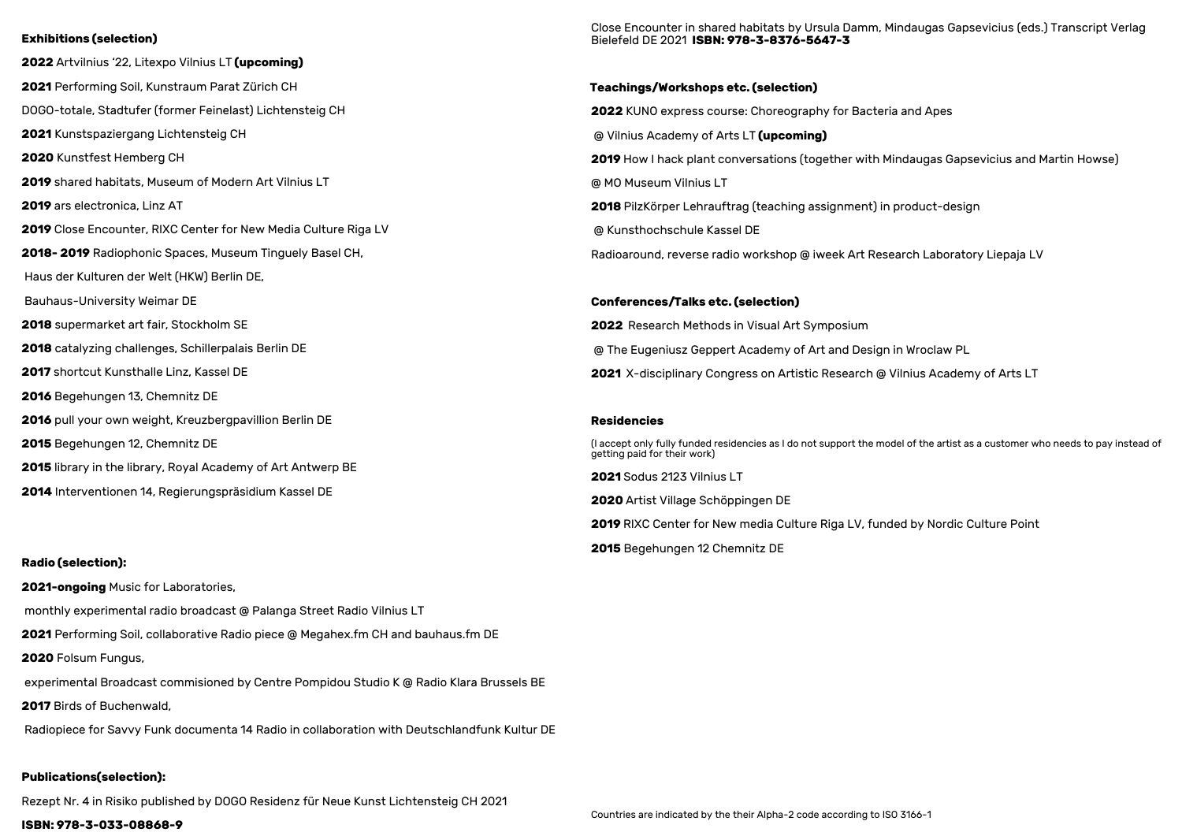**Exhibitions (selection)**

**2022** Artvilnius '22, Litexpo Vilnius LT **(upcoming)**

**2021** Performing Soil, Kunstraum Parat Zürich CH

DOGO-totale, Stadtufer (former Feinelast) Lichtensteig CH

**2021** Kunstspaziergang Lichtensteig CH

**2020** Kunstfest Hemberg CH

**2019** shared habitats, Museum of Modern Art Vilnius LT

**2019** ars electronica, Linz AT

**2019** Close Encounter, RIXC Center for New Media Culture Riga LV

**2018- 2019** Radiophonic Spaces, Museum Tinguely Basel CH,

Haus der Kulturen der Welt (HKW) Berlin DE,

Bauhaus-University Weimar DE

**2018** supermarket art fair, Stockholm SE

**2018** catalyzing challenges, Schillerpalais Berlin DE

**2017** shortcut Kunsthalle Linz, Kassel DE

**2016** Begehungen 13, Chemnitz DE

**2016** pull your own weight, Kreuzbergpavillion Berlin DE

**2015** Begehungen 12, Chemnitz DE

**2015** library in the library, Royal Academy of Art Antwerp BE

**2014** Interventionen 14, Regierungspräsidium Kassel DE

**Radio (selection):**

**2021-ongoing** Music for Laboratories,

monthly experimental radio broadcast @ Palanga Street Radio Vilnius LT

**2021** Performing Soil, collaborative Radio piece @ Megahex.fm CH and bauhaus.fm DE

**2020** Folsum Fungus,

experimental Broadcast commisioned by Centre Pompidou Studio K @ Radio Klara Brussels BE

**2017** Birds of Buchenwald,

Radiopiece for Savvy Funk documenta 14 Radio in collaboration with Deutschlandfunk Kultur DE

**Publications(selection):**

Rezept Nr. 4 in Risiko published by DOGO Residenz für Neue Kunst Lichtensteig CH 2021

**ISBN: 978-3-033-08868-9**

Close Encounter in shared habitats by Ursula Damm, Mindaugas Gapsevicius (eds.) Transcript Verlag Bielefeld DE 2021 **ISBN: 978-3-8376-5647-3**

**Teachings/Workshops etc. (selection)**

**2022** KUNO express course: Choreography for Bacteria and Apes

@ Vilnius Academy of Arts LT **(upcoming)**

**2019** How I hack plant conversations (together with Mindaugas Gapsevicius and Martin Howse)

@ MO Museum Vilnius LT

**2018** PilzKörper Lehrauftrag (teaching assignment) in product-design

@ Kunsthochschule Kassel DE

Radioaround, reverse radio workshop @ iweek Art Research Laboratory Liepaja LV

**Conferences/Talks etc. (selection)**

**2022** Research Methods in Visual Art Symposium

@ The Eugeniusz Geppert Academy of Art and Design in Wroclaw PL

**2021** X-disciplinary Congress on Artistic Research @ Vilnius Academy of Arts LT

**Residencies**

(I accept only fully funded residencies as I do not support the model of the artist as a customer who needs to pay instead of getting paid for their work)

**2021** Sodus 2123 Vilnius LT

**2020** Artist Village Schöppingen DE

**2019** RIXC Center for New media Culture Riga LV, funded by Nordic Culture Point

**2015** Begehungen 12 Chemnitz DE

Countries are indicated by the their Alpha-2 code according to ISO 3166-1